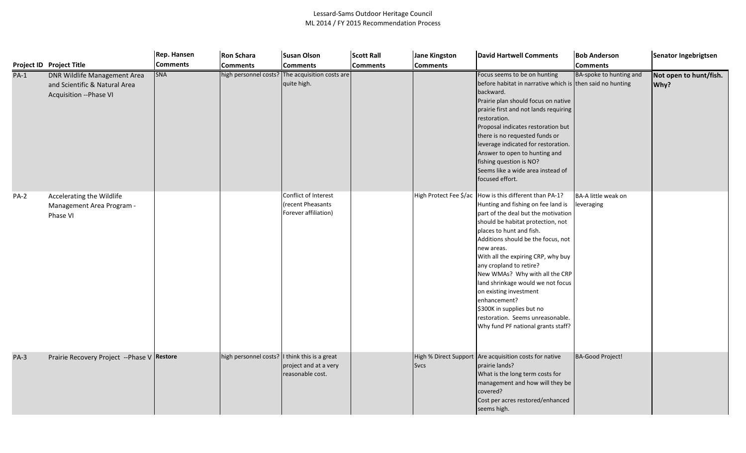Lessard-Sams Outdoor Heritage Council
ML 2014 / FY 2015 Recommendation Process

| Project ID | Project Title | Rep. Hansen Comments | Ron Schara Comments | Susan Olson Comments | Scott Rall Comments | Jane Kingston Comments | David Hartwell Comments | Bob Anderson Comments | Senator Ingebrigtsen |
|---|---|---|---|---|---|---|---|---|---|
| PA-1 | DNR Wildlife Management Area and Scientific & Natural Area Acquisition --Phase VI | SNA | high personnel costs? | The acquisition costs are quite high. | | | Focus seems to be on hunting before habitat in narrative which is backward. Prairie plan should focus on native prairie first and not lands requiring restoration. Proposal indicates restoration but there is no requested funds or leverage indicated for restoration. Answer to open to hunting and fishing question is NO? Seems like a wide area instead of focused effort. | BA-spoke to hunting and then said no hunting | **Not open to hunt/fish. Why?** |
| PA-2 | Accelerating the Wildlife Management Area Program - Phase VI | | | Conflict of Interest (recent Pheasants Forever affiliation) | | High Protect Fee $/ac | How is this different than PA-1? Hunting and fishing on fee land is part of the deal but the motivation should be habitat protection, not places to hunt and fish. Additions should be the focus, not new areas. With all the expiring CRP, why buy any cropland to retire? New WMAs? Why with all the CRP land shrinkage would we not focus on existing investment enhancement? $300K in supplies but no restoration. Seems unreasonable. Why fund PF national grants staff? | BA-A little weak on leveraging | |
| PA-3 | Prairie Recovery Project --Phase V | **Restore** | high personnel costs? | I think this is a great project and at a very reasonable cost. | | High % Direct Support Svcs | Are acquisition costs for native prairie lands? What is the long term costs for management and how will they be covered? Cost per acres restored/enhanced seems high. | BA-Good Project! | |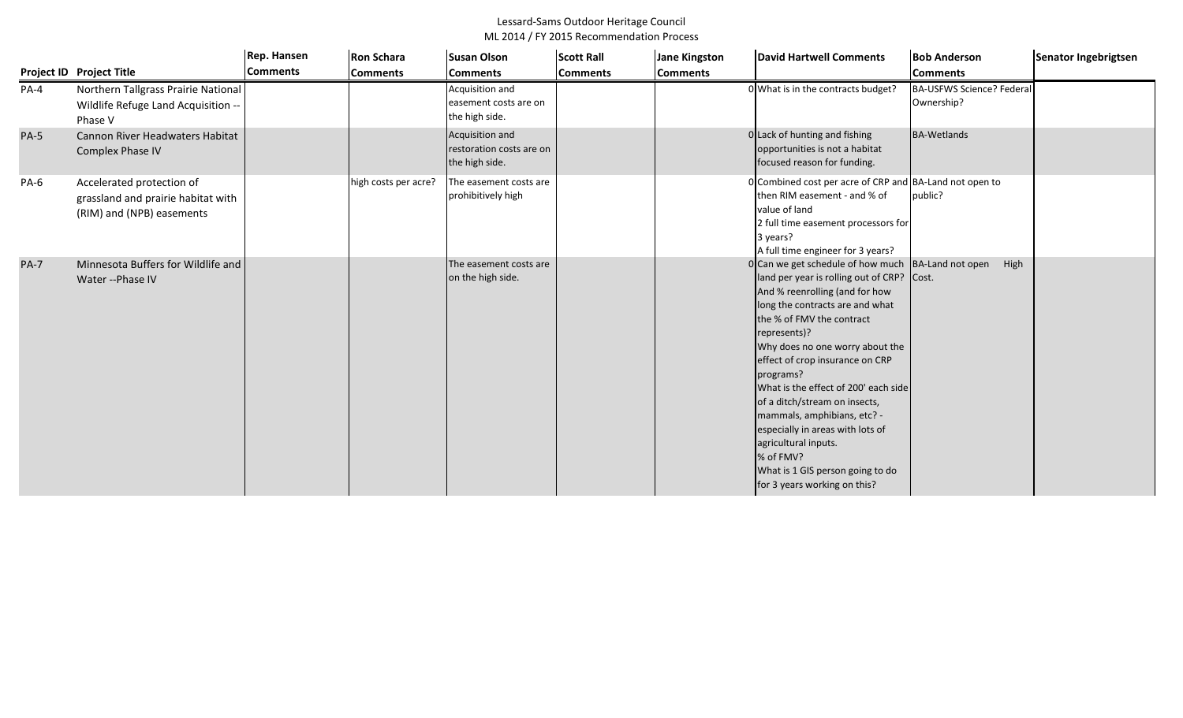Lessard-Sams Outdoor Heritage Council
ML 2014 / FY 2015 Recommendation Process

| Project ID | Project Title | Rep. Hansen Comments | Ron Schara Comments | Susan Olson Comments | Scott Rall Comments | Jane Kingston Comments | | David Hartwell Comments | Bob Anderson Comments | Senator Ingebrigtsen |
|---|---|---|---|---|---|---|---|---|---|---|
| PA-4 | Northern Tallgrass Prairie National Wildlife Refuge Land Acquisition -- Phase V | | | Acquisition and easement costs are on the high side. | | | 0 | What is in the contracts budget? | BA-USFWS Science? Federal Ownership? | |
| PA-5 | Cannon River Headwaters Habitat Complex Phase IV | | | Acquisition and restoration costs are on the high side. | | | 0 | Lack of hunting and fishing opportunities is not a habitat focused reason for funding. | BA-Wetlands | |
| PA-6 | Accelerated protection of grassland and prairie habitat with (RIM) and (NPB) easements | | high costs per acre? | The easement costs are prohibitively high | | | 0 | Combined cost per acre of CRP and then RIM easement - and % of value of land<br>2 full time easement processors for 3 years?<br>A full time engineer for 3 years? | BA-Land not open to public? | |
| PA-7 | Minnesota Buffers for Wildlife and Water --Phase IV | | | The easement costs are on the high side. | | | 0 | Can we get schedule of how much land per year is rolling out of CRP? And % reenrolling (and for how long the contracts are and what the % of FMV the contract represents)?<br>Why does no one worry about the effect of crop insurance on CRP programs?<br>What is the effect of 200' each side of a ditch/stream on insects, mammals, amphibians, etc? - especially in areas with lots of agricultural inputs.<br>% of FMV?<br>What is 1 GIS person going to do for 3 years working on this? | BA-Land not open High Cost. | |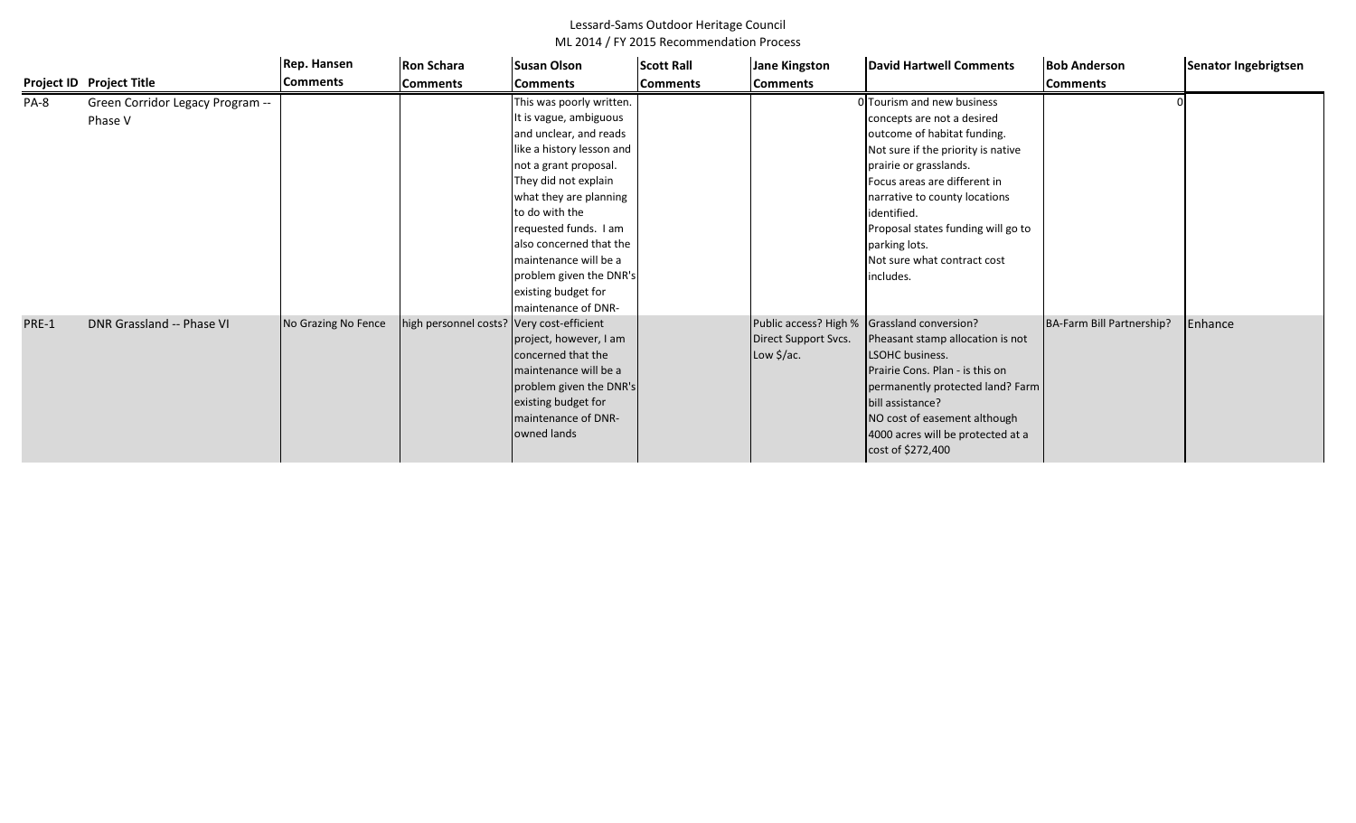Lessard-Sams Outdoor Heritage Council
ML 2014 / FY 2015 Recommendation Process

| Project ID | Project Title | Rep. Hansen Comments | Ron Schara Comments | Susan Olson Comments | Scott Rall Comments | Jane Kingston Comments | David Hartwell Comments | Bob Anderson Comments | Senator Ingebrigtsen |
|---|---|---|---|---|---|---|---|---|---|
| PA-8 | Green Corridor Legacy Program -- Phase V | | | This was poorly written. It is vague, ambiguous and unclear, and reads like a history lesson and not a grant proposal. They did not explain what they are planning to do with the requested funds. I am also concerned that the maintenance will be a problem given the DNR's existing budget for maintenance of DNR- | | 0 | Tourism and new business concepts are not a desired outcome of habitat funding. Not sure if the priority is native prairie or grasslands. Focus areas are different in narrative to county locations identified. Proposal states funding will go to parking lots. Not sure what contract cost includes. | 0 | |
| PRE-1 | DNR Grassland -- Phase VI | No Grazing No Fence | high personnel costs? | Very cost-efficient project, however, I am concerned that the maintenance will be a problem given the DNR's existing budget for maintenance of DNR-owned lands | | Public access? High % Direct Support Svcs. Low $/ac. | Grassland conversion? Pheasant stamp allocation is not LSOHC business. Prairie Cons. Plan - is this on permanently protected land? Farm bill assistance? NO cost of easement although 4000 acres will be protected at a cost of $272,400 | BA-Farm Bill Partnership? | Enhance |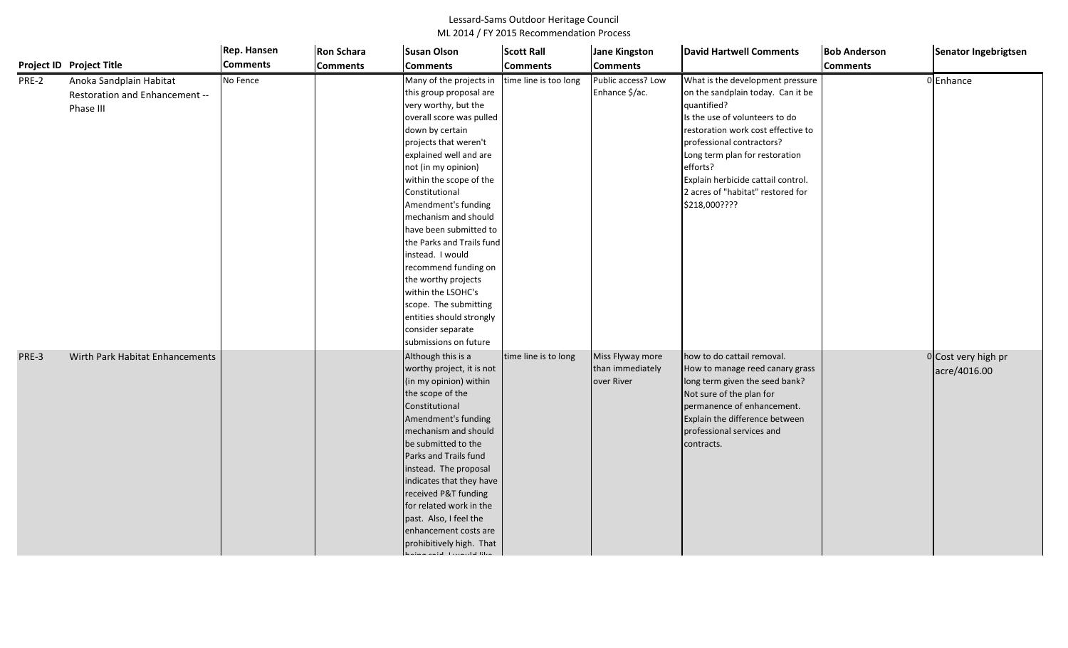Lessard-Sams Outdoor Heritage Council
ML 2014 / FY 2015 Recommendation Process

| Project ID | Project Title | Rep. Hansen Comments | Ron Schara Comments | Susan Olson Comments | Scott Rall Comments | Jane Kingston Comments | David Hartwell Comments | Bob Anderson Comments | | Senator Ingebrigtsen |
|---|---|---|---|---|---|---|---|---|---|---|
| PRE-2 | Anoka Sandplain Habitat Restoration and Enhancement -- Phase III | No Fence | | Many of the projects in this group proposal are very worthy, but the overall score was pulled down by certain projects that weren't explained well and are not (in my opinion) within the scope of the Constitutional Amendment's funding mechanism and should have been submitted to the Parks and Trails fund instead. I would recommend funding on the worthy projects within the LSOHC's scope. The submitting entities should strongly consider separate submissions on future | time line is too long | Public access? Low Enhance $/ac. | What is the development pressure on the sandplain today. Can it be quantified? Is the use of volunteers to do restoration work cost effective to professional contractors? Long term plan for restoration efforts? Explain herbicide cattail control. 2 acres of "habitat" restored for $218,000???? | | 0 | Enhance |
| PRE-3 | Wirth Park Habitat Enhancements | | | Although this is a worthy project, it is not (in my opinion) within the scope of the Constitutional Amendment's funding mechanism and should be submitted to the Parks and Trails fund instead. The proposal indicates that they have received P&T funding for related work in the past. Also, I feel the enhancement costs are prohibitively high. That being said, I would like | time line is to long | Miss Flyway more than immediately over River | how to do cattail removal. How to manage reed canary grass long term given the seed bank? Not sure of the plan for permanence of enhancement. Explain the difference between professional services and contracts. | | 0 | Cost very high pr acre/4016.00 |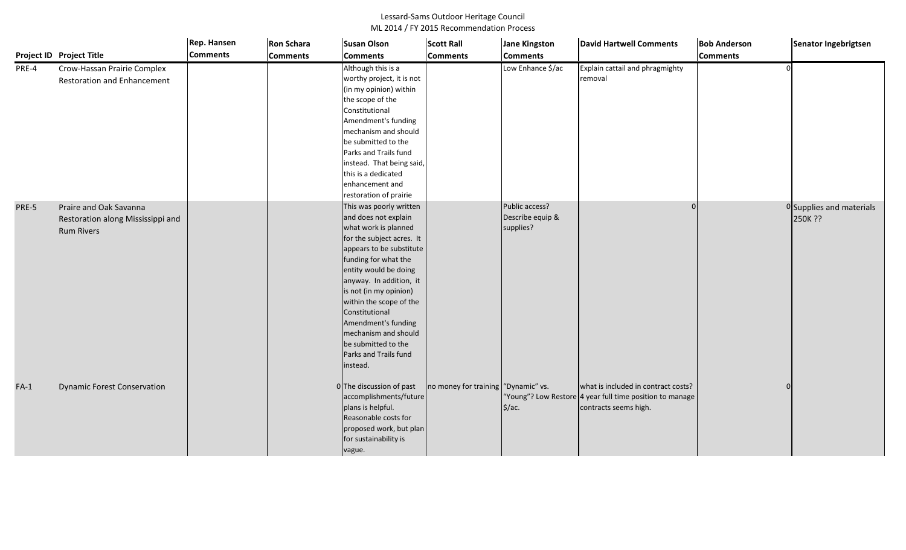Lessard-Sams Outdoor Heritage Council
ML 2014 / FY 2015 Recommendation Process

| Project ID | Project Title | Rep. Hansen Comments | Ron Schara Comments | Susan Olson Comments | Scott Rall Comments | Jane Kingston Comments | David Hartwell Comments | Bob Anderson Comments | Senator Ingebrigtsen |
|---|---|---|---|---|---|---|---|---|---|
| PRE-4 | Crow-Hassan Prairie Complex Restoration and Enhancement | | | Although this is a worthy project, it is not (in my opinion) within the scope of the Constitutional Amendment's funding mechanism and should be submitted to the Parks and Trails fund instead. That being said, this is a dedicated enhancement and restoration of prairie | | Low Enhance $/ac | Explain cattail and phragmighty removal | 0 | |
| PRE-5 | Praire and Oak Savanna Restoration along Mississippi and Rum Rivers | | | This was poorly written and does not explain what work is planned for the subject acres. It appears to be substitute funding for what the entity would be doing anyway. In addition, it is not (in my opinion) within the scope of the Constitutional Amendment's funding mechanism and should be submitted to the Parks and Trails fund instead. | | Public access? Describe equip & supplies? | 0 | 0 | Supplies and materials 250K ?? |
| FA-1 | Dynamic Forest Conservation | | 0 | The discussion of past accomplishments/future plans is helpful. Reasonable costs for proposed work, but plan for sustainability is vague. | no money for training | "Dynamic" vs. "Young"? Low Restore $/ac. | what is included in contract costs? 4 year full time position to manage contracts seems high. | 0 | |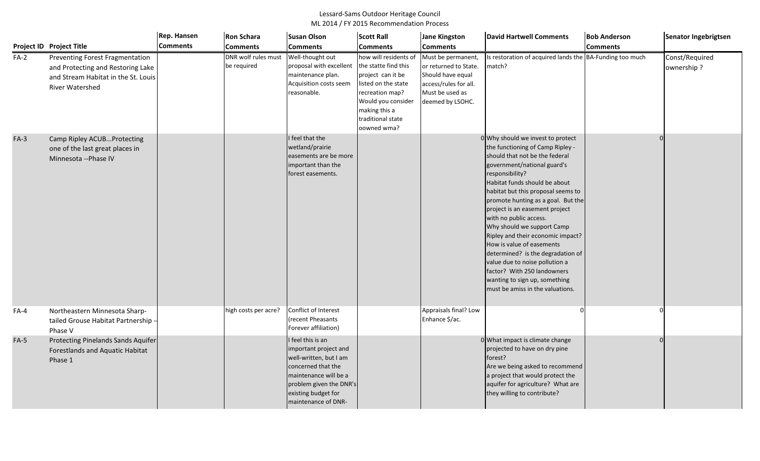Lessard-Sams Outdoor Heritage Council
ML 2014 / FY 2015 Recommendation Process

| Project ID | Project Title | Rep. Hansen Comments | Ron Schara Comments | Susan Olson Comments | Scott Rall Comments | Jane Kingston Comments | David Hartwell Comments | Bob Anderson Comments | Senator Ingebrigtsen |
|---|---|---|---|---|---|---|---|---|---|
| FA-2 | Preventing Forest Fragmentation and Protecting and Restoring Lake and Stream Habitat in the St. Louis River Watershed | | DNR wolf rules must be required | Well-thought out proposal with excellent maintenance plan. Acquisition costs seem reasonable. | how will residents of the statte find this project can it be listed on the state recreation map? Would you consider making this a traditional state oowned wma? | Must be permanent, or returned to State. Should have equal access/rules for all. Must be used as deemed by LSOHC. | Is restoration of acquired lands the match? | BA-Funding too much | Const/Required ownership ? |
| FA-3 | Camp Ripley ACUB...Protecting one of the last great places in Minnesota --Phase IV | | | I feel that the wetland/prairie easements are be more important than the forest easements. | | | 0 Why should we invest to protect the functioning of Camp Ripley - should that not be the federal government/national guard's responsibility? Habitat funds should be about habitat but this proposal seems to promote hunting as a goal. But the project is an easement project with no public access. Why should we support Camp Ripley and their economic impact? How is value of easements determined? is the degradation of value due to noise pollution a factor? With 250 landowners wanting to sign up, something must be amiss in the valuations. | 0 | |
| FA-4 | Northeastern Minnesota Sharp-tailed Grouse Habitat Partnership -- Phase V | | high costs per acre? | Conflict of Interest (recent Pheasants Forever affiliation) | | Appraisals final? Low Enhance $/ac. | 0 | 0 | |
| FA-5 | Protecting Pinelands Sands Aquifer Forestlands and Aquatic Habitat Phase 1 | | | I feel this is an important project and well-written, but I am concerned that the maintenance will be a problem given the DNR's existing budget for maintenance of DNR- | | | 0 What impact is climate change projected to have on dry pine forest? Are we being asked to recommend a project that would protect the aquifer for agriculture? What are they willing to contribute? | 0 | |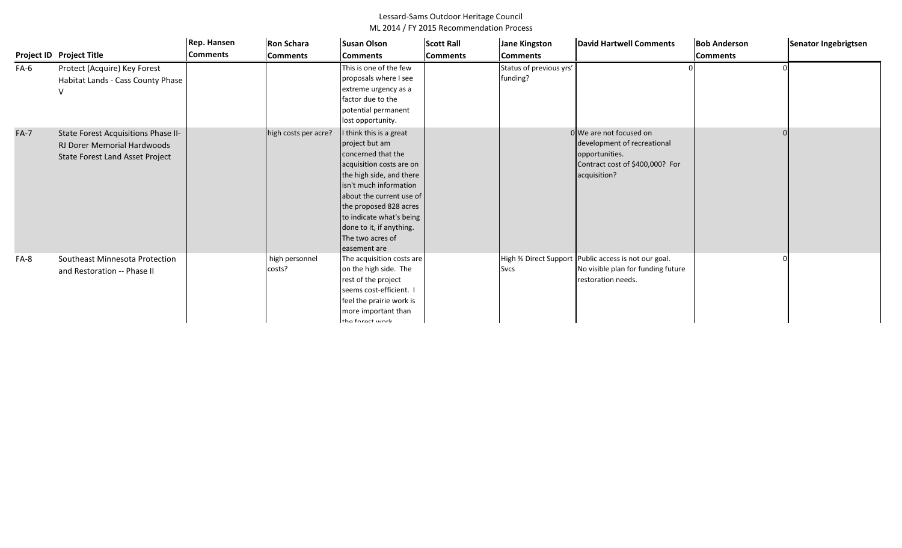| Project ID | Project Title | Rep. Hansen Comments | Ron Schara Comments | Susan Olson Comments | Scott Rall Comments | Jane Kingston Comments | David Hartwell Comments | Bob Anderson Comments | Senator Ingebrigtsen |
|---|---|---|---|---|---|---|---|---|---|
| FA-6 | Protect (Acquire) Key Forest Habitat Lands - Cass County Phase V | | | This is one of the few proposals where I see extreme urgency as a factor due to the potential permanent lost opportunity. | | Status of previous yrs' funding? | 0 | 0 | |
| FA-7 | State Forest Acquisitions Phase II- RJ Dorer Memorial Hardwoods State Forest Land Asset Project | | high costs per acre? | I think this is a great project but am concerned that the acquisition costs are on the high side, and there isn't much information about the current use of the proposed 828 acres to indicate what's being done to it, if anything. The two acres of easement are | | 0 | We are not focused on development of recreational opportunities. Contract cost of $400,000? For acquisition? | 0 | |
| FA-8 | Southeast Minnesota Protection and Restoration -- Phase II | | high personnel costs? | The acquisition costs are on the high side. The rest of the project seems cost-efficient. I feel the prairie work is more important than the forest work | | High % Direct Support Svcs | Public access is not our goal. No visible plan for funding future restoration needs. | 0 | |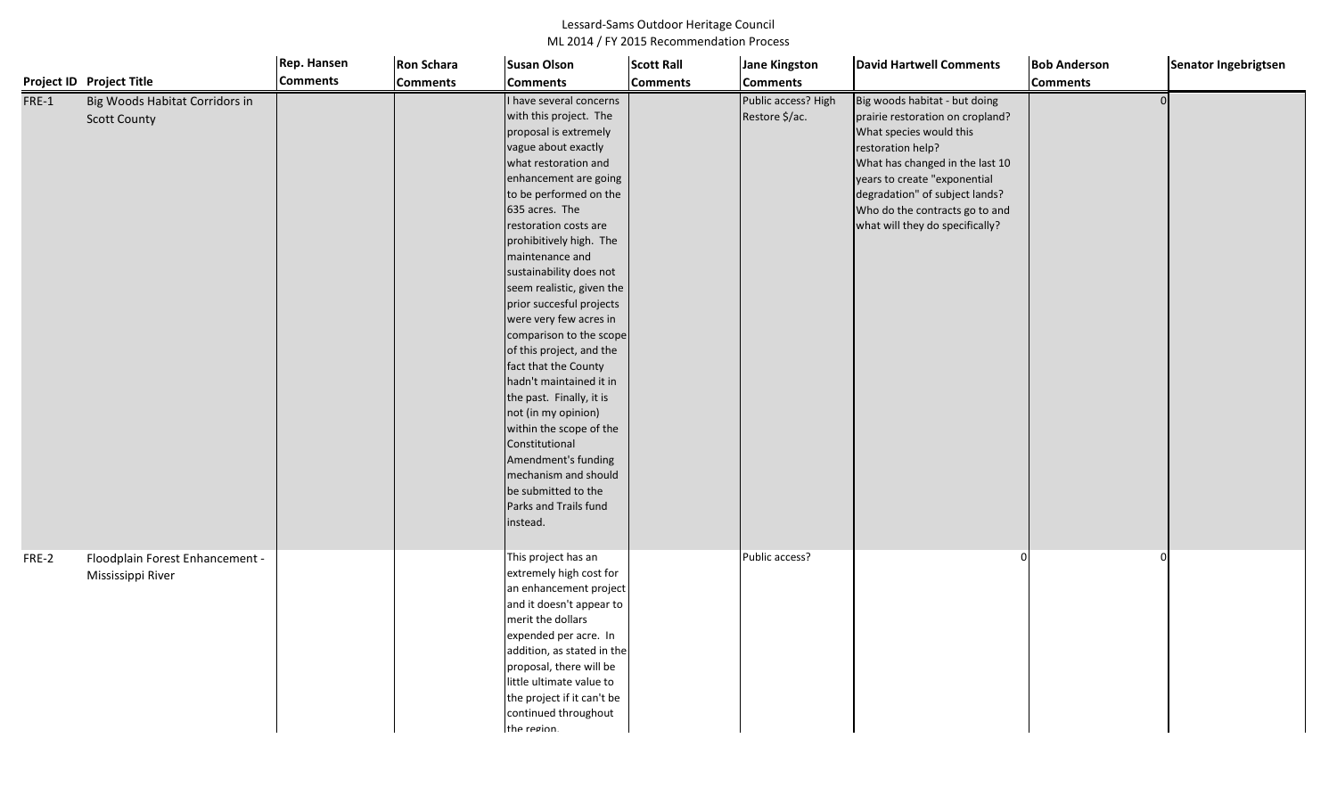Lessard-Sams Outdoor Heritage Council
ML 2014 / FY 2015 Recommendation Process

| Project ID | Project Title | Rep. Hansen Comments | Ron Schara Comments | Susan Olson Comments | Scott Rall Comments | Jane Kingston Comments | David Hartwell Comments | Bob Anderson Comments | Senator Ingebrigtsen |
|---|---|---|---|---|---|---|---|---|---|
| FRE-1 | Big Woods Habitat Corridors in Scott County | | | I have several concerns with this project. The proposal is extremely vague about exactly what restoration and enhancement are going to be performed on the 635 acres. The restoration costs are prohibitively high. The maintenance and sustainability does not seem realistic, given the prior succesful projects were very few acres in comparison to the scope of this project, and the fact that the County hadn't maintained it in the past. Finally, it is not (in my opinion) within the scope of the Constitutional Amendment's funding mechanism and should be submitted to the Parks and Trails fund instead. | | Public access? High Restore $/ac. | Big woods habitat - but doing prairie restoration on cropland? What species would this restoration help? What has changed in the last 10 years to create "exponential degradation" of subject lands? Who do the contracts go to and what will they do specifically? | 0 | |
| FRE-2 | Floodplain Forest Enhancement - Mississippi River | | | This project has an extremely high cost for an enhancement project and it doesn't appear to merit the dollars expended per acre. In addition, as stated in the proposal, there will be little ultimate value to the project if it can't be continued throughout the region. | | Public access? | 0 | 0 | |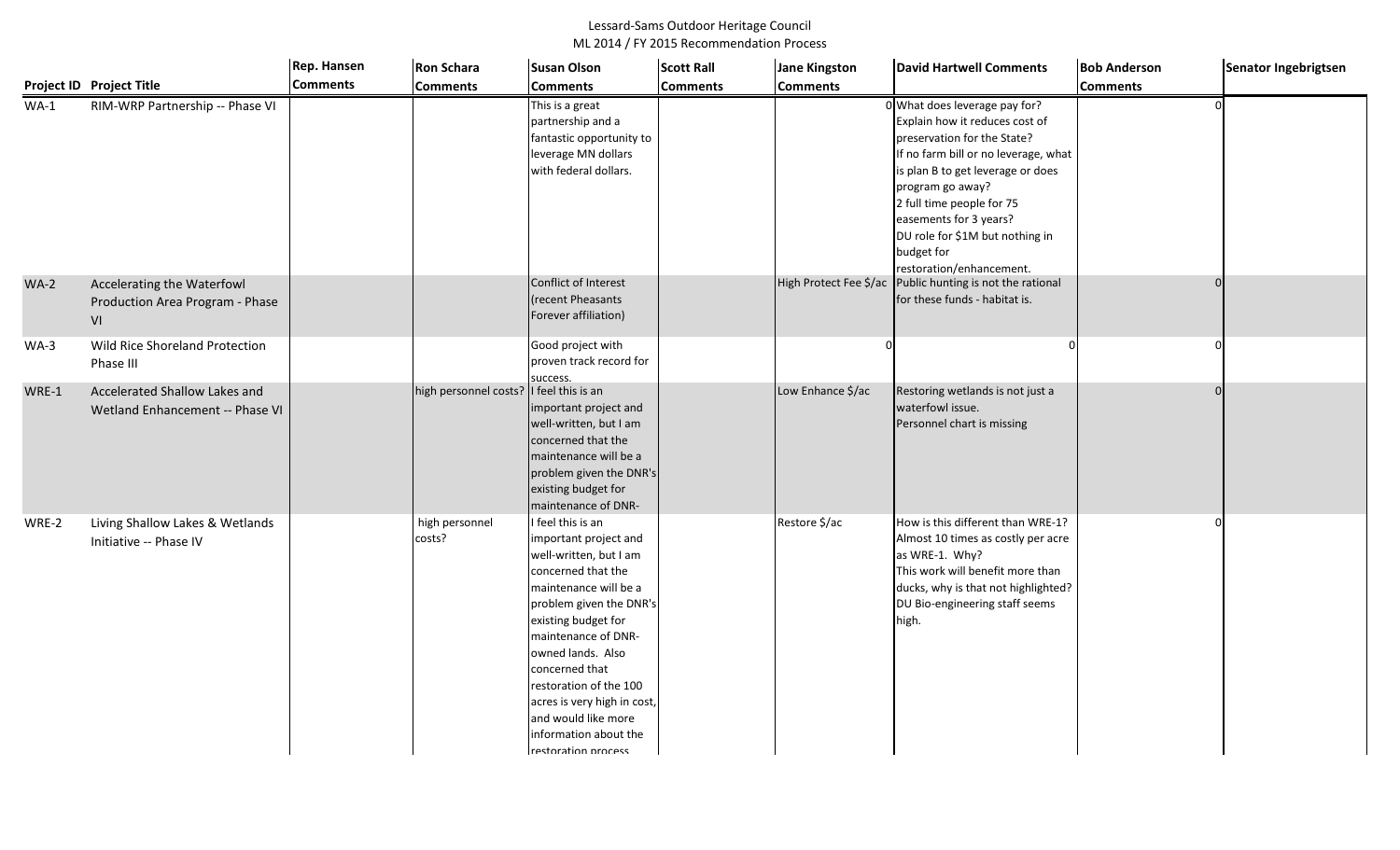Lessard-Sams Outdoor Heritage Council
ML 2014 / FY 2015 Recommendation Process

| Project ID | Project Title | Rep. Hansen Comments | Ron Schara Comments | Susan Olson Comments | Scott Rall Comments | Jane Kingston Comments | David Hartwell Comments | Bob Anderson Comments | Senator Ingebrigtsen |
|---|---|---|---|---|---|---|---|---|---|
| WA-1 | RIM-WRP Partnership -- Phase VI | | | This is a great partnership and a fantastic opportunity to leverage MN dollars with federal dollars. | | 0 | What does leverage pay for? Explain how it reduces cost of preservation for the State? If no farm bill or no leverage, what is plan B to get leverage or does program go away? 2 full time people for 75 easements for 3 years? DU role for $1M but nothing in budget for restoration/enhancement. | 0 | |
| WA-2 | Accelerating the Waterfowl Production Area Program - Phase VI | | | Conflict of Interest (recent Pheasants Forever affiliation) | | High Protect Fee $/ac | Public hunting is not the rational for these funds - habitat is. | 0 | |
| WA-3 | Wild Rice Shoreland Protection Phase III | | | Good project with proven track record for success. | | 0 | 0 | 0 | |
| WRE-1 | Accelerated Shallow Lakes and Wetland Enhancement -- Phase VI | | high personnel costs? | I feel this is an important project and well-written, but I am concerned that the maintenance will be a problem given the DNR's existing budget for maintenance of DNR- | | Low Enhance $/ac | Restoring wetlands is not just a waterfowl issue. Personnel chart is missing | 0 | |
| WRE-2 | Living Shallow Lakes & Wetlands Initiative -- Phase IV | | high personnel costs? | I feel this is an important project and well-written, but I am concerned that the maintenance will be a problem given the DNR's existing budget for maintenance of DNR-owned lands. Also concerned that restoration of the 100 acres is very high in cost, and would like more information about the restoration process | | Restore $/ac | How is this different than WRE-1? Almost 10 times as costly per acre as WRE-1. Why? This work will benefit more than ducks, why is that not highlighted? DU Bio-engineering staff seems high. | 0 | |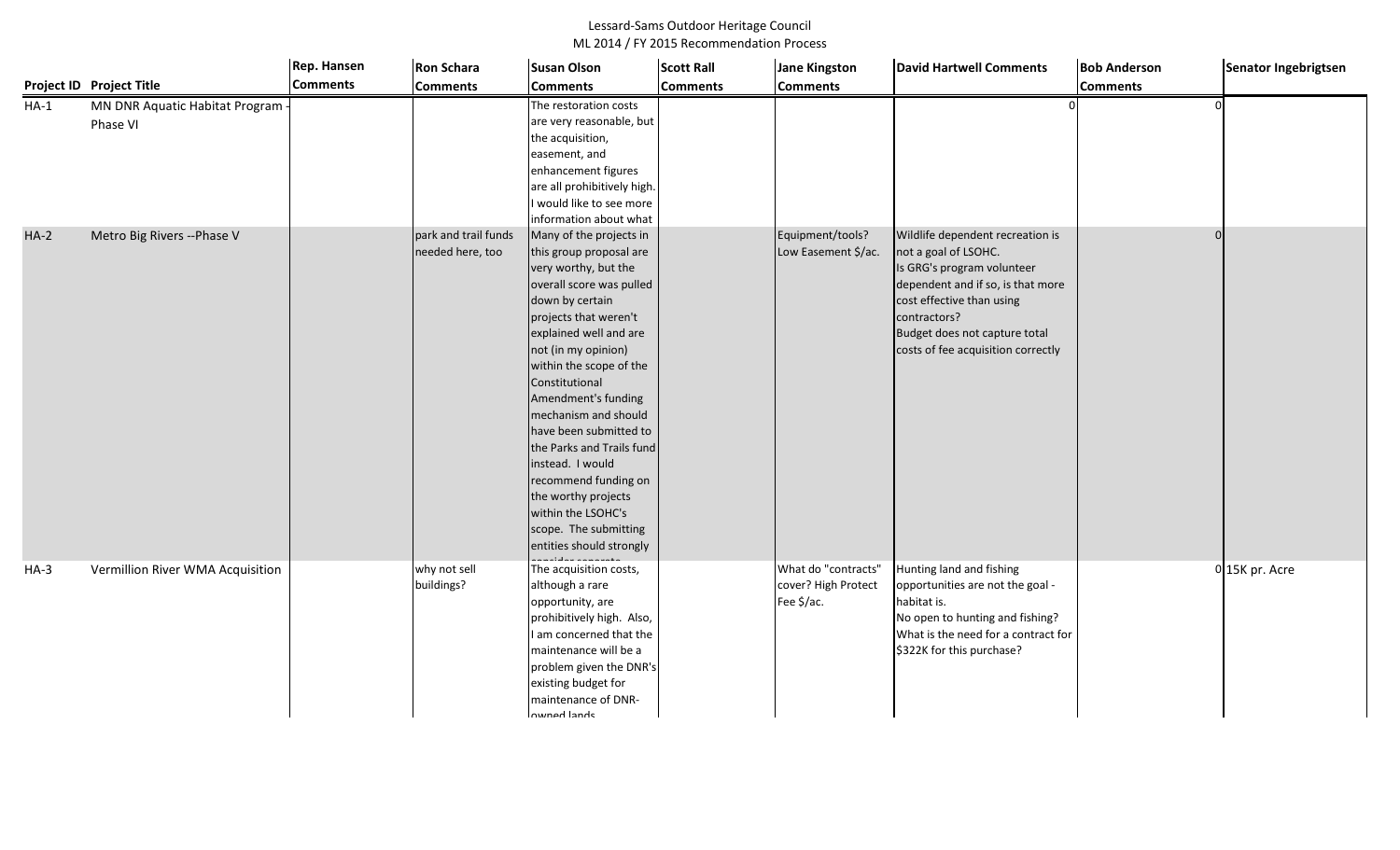Lessard-Sams Outdoor Heritage Council
ML 2014 / FY 2015 Recommendation Process

| Project ID | Project Title | Rep. Hansen Comments | Ron Schara Comments | Susan Olson Comments | Scott Rall Comments | Jane Kingston Comments | David Hartwell Comments | Bob Anderson Comments | Senator Ingebrigtsen |
|---|---|---|---|---|---|---|---|---|---|
| HA-1 | MN DNR Aquatic Habitat Program - Phase VI | | | The restoration costs are very reasonable, but the acquisition, easement, and enhancement figures are all prohibitively high. I would like to see more information about what | | | 0 | 0 | |
| HA-2 | Metro Big Rivers --Phase V | | park and trail funds needed here, too | Many of the projects in this group proposal are very worthy, but the overall score was pulled down by certain projects that weren't explained well and are not (in my opinion) within the scope of the Constitutional Amendment's funding mechanism and should have been submitted to the Parks and Trails fund instead. I would recommend funding on the worthy projects within the LSOHC's scope. The submitting entities should strongly consider separate | | Equipment/tools? Low Easement $/ac. | Wildlife dependent recreation is not a goal of LSOHC. Is GRG's program volunteer dependent and if so, is that more cost effective than using contractors? Budget does not capture total costs of fee acquisition correctly | 0 | |
| HA-3 | Vermillion River WMA Acquisition | | why not sell buildings? | The acquisition costs, although a rare opportunity, are prohibitively high. Also, I am concerned that the maintenance will be a problem given the DNR's existing budget for maintenance of DNR-owned lands | | What do "contracts" cover? High Protect Fee $/ac. | Hunting land and fishing opportunities are not the goal - habitat is. No open to hunting and fishing? What is the need for a contract for $322K for this purchase? | 0 | 15K pr. Acre |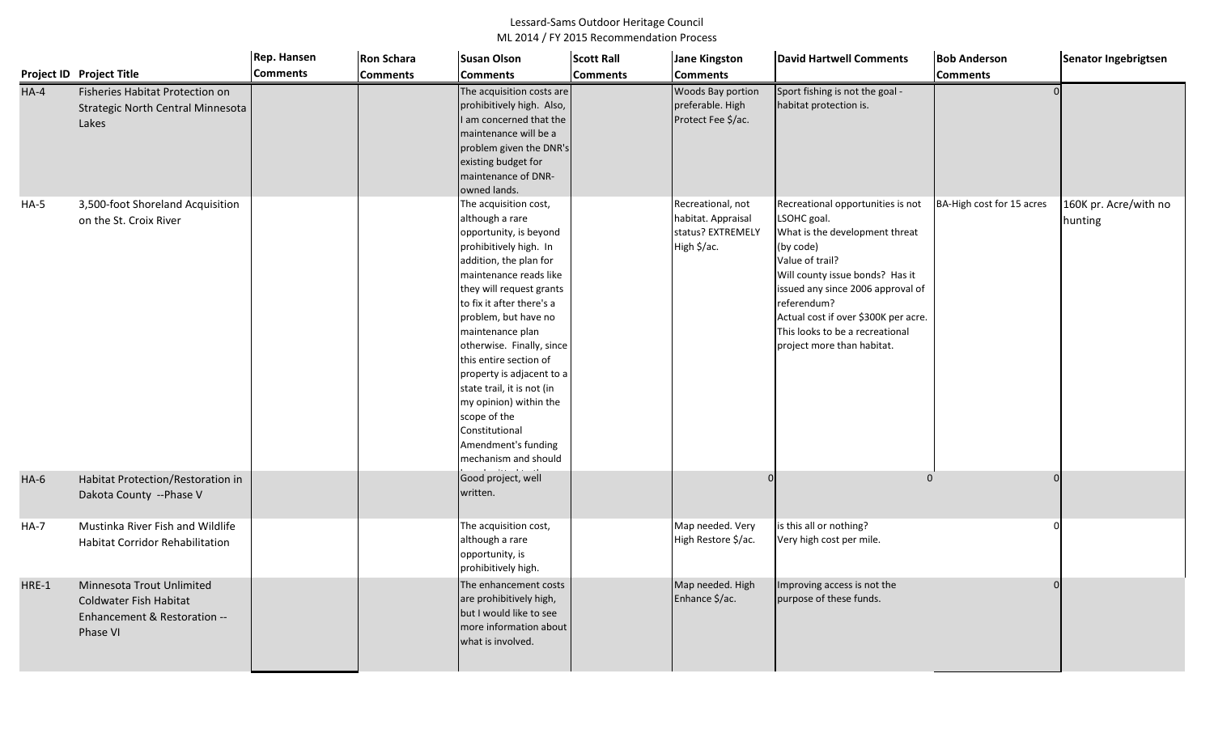Lessard-Sams Outdoor Heritage Council
ML 2014 / FY 2015 Recommendation Process

| Project ID | Project Title | Rep. Hansen Comments | Ron Schara Comments | Susan Olson Comments | Scott Rall Comments | Jane Kingston Comments | David Hartwell Comments | Bob Anderson Comments | Senator Ingebrigtsen |
|---|---|---|---|---|---|---|---|---|---|
| HA-4 | Fisheries Habitat Protection on Strategic North Central Minnesota Lakes | | | The acquisition costs are prohibitively high. Also, I am concerned that the maintenance will be a problem given the DNR's existing budget for maintenance of DNR-owned lands. | | Woods Bay portion preferable. High Protect Fee $/ac. | Sport fishing is not the goal - habitat protection is. | 0 | |
| HA-5 | 3,500-foot Shoreland Acquisition on the St. Croix River | | | The acquisition cost, although a rare opportunity, is beyond prohibitively high. In addition, the plan for maintenance reads like they will request grants to fix it after there's a problem, but have no maintenance plan otherwise. Finally, since this entire section of property is adjacent to a state trail, it is not (in my opinion) within the scope of the Constitutional Amendment's funding mechanism and should | | Recreational, not habitat. Appraisal status? EXTREMELY High $/ac. | Recreational opportunities is not LSOHC goal.<br>What is the development threat (by code)<br>Value of trail?<br>Will county issue bonds? Has it issued any since 2006 approval of referendum?<br>Actual cost if over $300K per acre.<br>This looks to be a recreational project more than habitat. | BA-High cost for 15 acres | 160K pr. Acre/with no hunting |
| HA-6 | Habitat Protection/Restoration in Dakota County --Phase V | | | Good project, well written. | | 0 | 0 | 0 | |
| HA-7 | Mustinka River Fish and Wildlife Habitat Corridor Rehabilitation | | | The acquisition cost, although a rare opportunity, is prohibitively high. | | Map needed. Very High Restore $/ac. | is this all or nothing?<br>Very high cost per mile. | 0 | |
| HRE-1 | Minnesota Trout Unlimited Coldwater Fish Habitat Enhancement & Restoration -- Phase VI | | | The enhancement costs are prohibitively high, but I would like to see more information about what is involved. | | Map needed. High Enhance $/ac. | Improving access is not the purpose of these funds. | 0 | |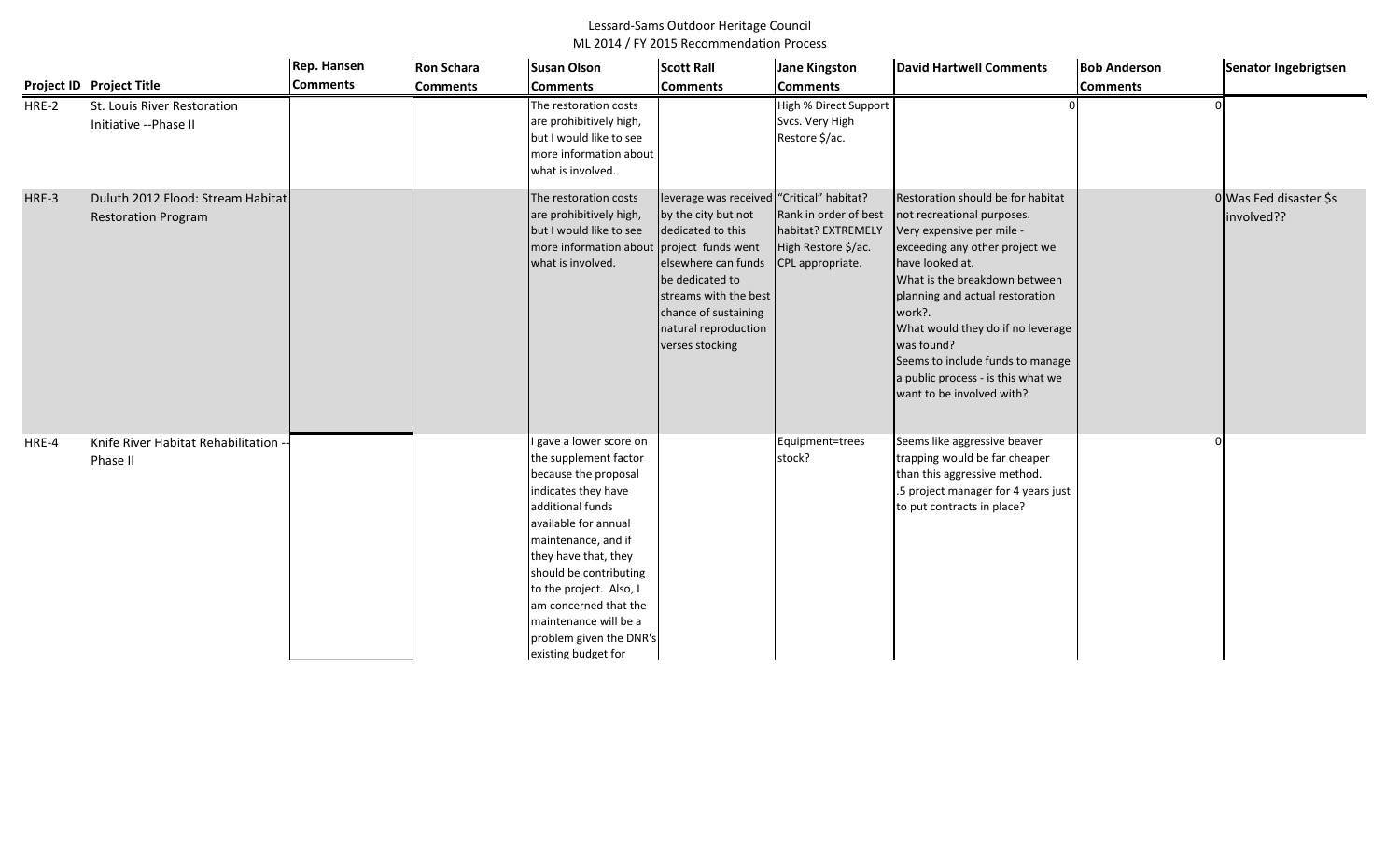Lessard-Sams Outdoor Heritage Council
ML 2014 / FY 2015 Recommendation Process

| Project ID | Project Title | Rep. Hansen Comments | Ron Schara Comments | Susan Olson Comments | Scott Rall Comments | Jane Kingston Comments | David Hartwell Comments | Bob Anderson Comments | Senator Ingebrigtsen |
|---|---|---|---|---|---|---|---|---|---|
| HRE-2 | St. Louis River Restoration Initiative --Phase II | | | The restoration costs are prohibitively high, but I would like to see more information about what is involved. | | High % Direct Support Svcs. Very High Restore $/ac. | 0 | 0 | |
| HRE-3 | Duluth 2012 Flood: Stream Habitat Restoration Program | | | The restoration costs are prohibitively high, but I would like to see more information about what is involved. | leverage was received by the city but not dedicated to this project funds went elsewhere can funds be dedicated to streams with the best chance of sustaining natural reproduction verses stocking | "Critical" habitat? Rank in order of best habitat? EXTREMELY High Restore $/ac. CPL appropriate. | Restoration should be for habitat not recreational purposes.<br>Very expensive per mile - exceeding any other project we have looked at.<br>What is the breakdown between planning and actual restoration work?.<br>What would they do if no leverage was found?<br>Seems to include funds to manage a public process - is this what we want to be involved with? | 0 | Was Fed disaster $s involved?? |
| HRE-4 | Knife River Habitat Rehabilitation -- Phase II | | | I gave a lower score on the supplement factor because the proposal indicates they have additional funds available for annual maintenance, and if they have that, they should be contributing to the project. Also, I am concerned that the maintenance will be a problem given the DNR's existing budget for | | Equipment=trees stock? | Seems like aggressive beaver trapping would be far cheaper than this aggressive method.<br>.5 project manager for 4 years just to put contracts in place? | 0 | |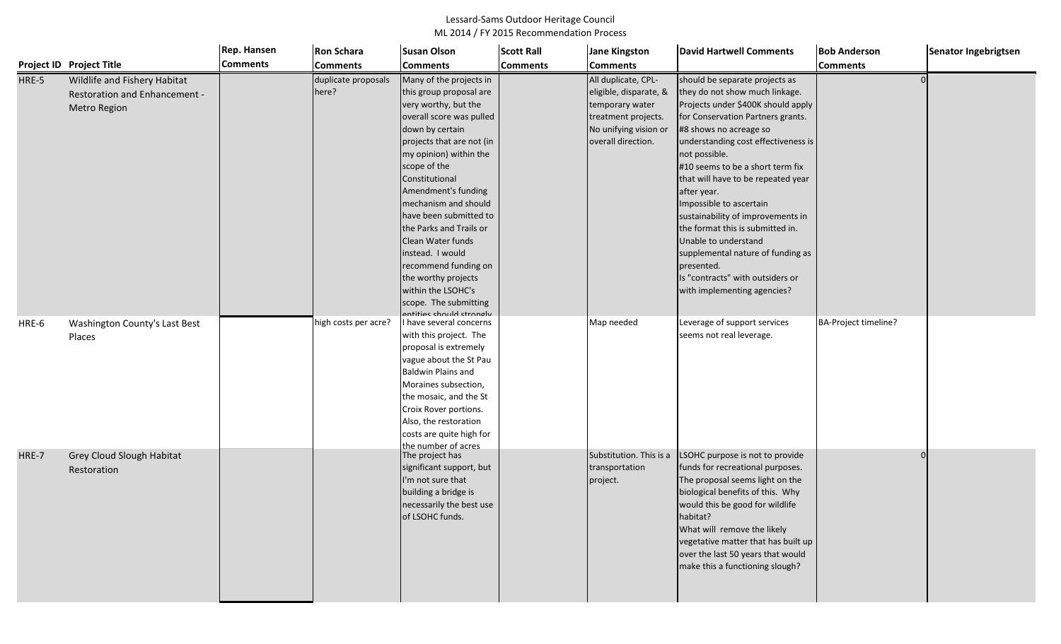Lessard-Sams Outdoor Heritage Council
ML 2014 / FY 2015 Recommendation Process

| Project ID | Project Title | Rep. Hansen Comments | Ron Schara Comments | Susan Olson Comments | Scott Rall Comments | Jane Kingston Comments | David Hartwell Comments | Bob Anderson Comments | Senator Ingebrigtsen |
|---|---|---|---|---|---|---|---|---|---|
| HRE-5 | Wildlife and Fishery Habitat Restoration and Enhancement - Metro Region | | duplicate proposals here? | Many of the projects in this group proposal are very worthy, but the overall score was pulled down by certain projects that are not (in my opinion) within the scope of the Constitutional Amendment's funding mechanism and should have been submitted to the Parks and Trails or Clean Water funds instead. I would recommend funding on the worthy projects within the LSOHC's scope. The submitting entities should strongly | | All duplicate, CPL-eligible, disparate, & temporary water treatment projects. No unifying vision or overall direction. | should be separate projects as they do not show much linkage. Projects under $400K should apply for Conservation Partners grants. #8 shows no acreage so understanding cost effectiveness is not possible. #10 seems to be a short term fix that will have to be repeated year after year. Impossible to ascertain sustainability of improvements in the format this is submitted in. Unable to understand supplemental nature of funding as presented. Is "contracts" with outsiders or with implementing agencies? | 0 | |
| HRE-6 | Washington County's Last Best Places | | high costs per acre? | I have several concerns with this project. The proposal is extremely vague about the St Pau Baldwin Plains and Moraines subsection, the mosaic, and the St Croix Rover portions. Also, the restoration costs are quite high for the number of acres | | Map needed | Leverage of support services seems not real leverage. | BA-Project timeline? | |
| HRE-7 | Grey Cloud Slough Habitat Restoration | | | The project has significant support, but I'm not sure that building a bridge is necessarily the best use of LSOHC funds. | | Substitution. This is a transportation project. | LSOHC purpose is not to provide funds for recreational purposes. The proposal seems light on the biological benefits of this. Why would this be good for wildlife habitat? What will remove the likely vegetative matter that has built up over the last 50 years that would make this a functioning slough? | 0 | |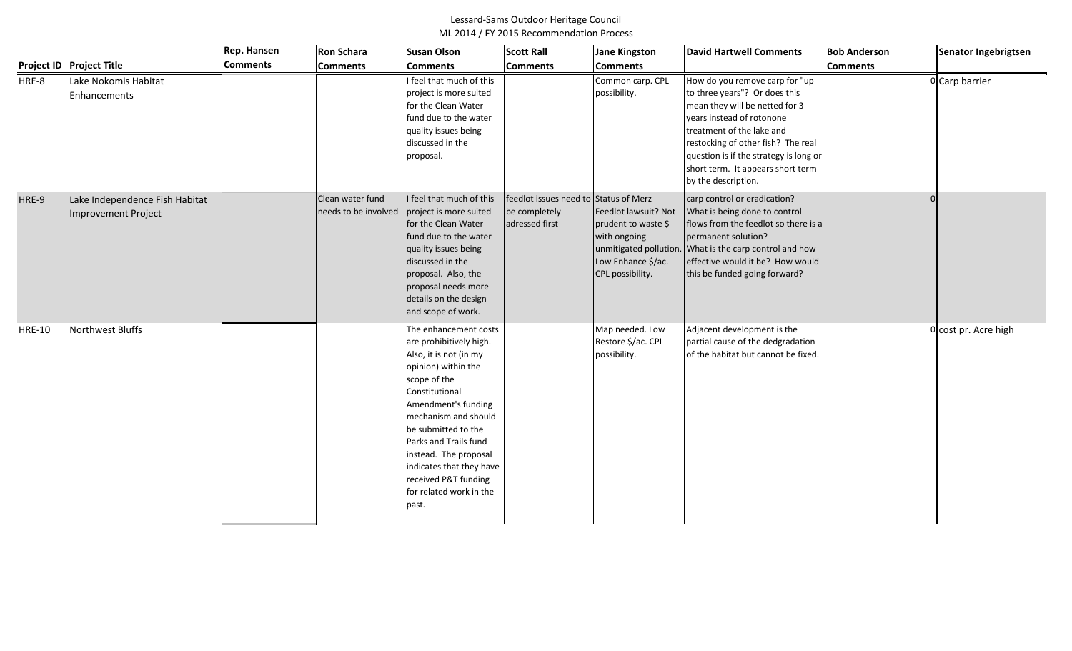Lessard-Sams Outdoor Heritage Council
ML 2014 / FY 2015 Recommendation Process

| Project ID | Project Title | Rep. Hansen Comments | Ron Schara Comments | Susan Olson Comments | Scott Rall Comments | Jane Kingston Comments | David Hartwell Comments | Bob Anderson Comments | Senator Ingebrigtsen |
|---|---|---|---|---|---|---|---|---|---|
| HRE-8 | Lake Nokomis Habitat Enhancements | | | I feel that much of this project is more suited for the Clean Water fund due to the water quality issues being discussed in the proposal. | | Common carp. CPL possibility. | How do you remove carp for "up to three years"? Or does this mean they will be netted for 3 years instead of rotonone treatment of the lake and restocking of other fish? The real question is if the strategy is long or short term. It appears short term by the description. | 0 | Carp barrier |
| HRE-9 | Lake Independence Fish Habitat Improvement Project | | Clean water fund needs to be involved | I feel that much of this project is more suited for the Clean Water fund due to the water quality issues being discussed in the proposal. Also, the proposal needs more details on the design and scope of work. | feedlot issues need to be completely adressed first | Status of Merz Feedlot lawsuit? Not prudent to waste $ with ongoing unmitigated pollution. Low Enhance $/ac. CPL possibility. | carp control or eradication? What is being done to control flows from the feedlot so there is a permanent solution? What is the carp control and how effective would it be? How would this be funded going forward? | 0 | |
| HRE-10 | Northwest Bluffs | | | The enhancement costs are prohibitively high. Also, it is not (in my opinion) within the scope of the Constitutional Amendment's funding mechanism and should be submitted to the Parks and Trails fund instead. The proposal indicates that they have received P&T funding for related work in the past. | | Map needed. Low Restore $/ac. CPL possibility. | Adjacent development is the partial cause of the dedgradation of the habitat but cannot be fixed. | 0 | cost pr. Acre high |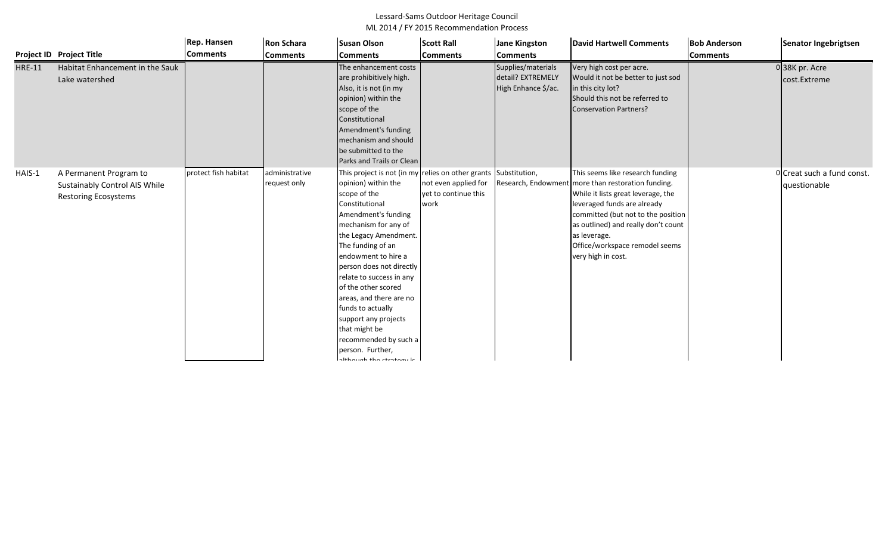Lessard-Sams Outdoor Heritage Council

ML 2014 / FY 2015 Recommendation Process

| Project ID | Project Title | Rep. Hansen Comments | Ron Schara Comments | Susan Olson Comments | Scott Rall Comments | Jane Kingston Comments | David Hartwell Comments | Bob Anderson Comments | | Senator Ingebrigtsen |
|---|---|---|---|---|---|---|---|---|---|---|
| HRE-11 | Habitat Enhancement in the Sauk Lake watershed | | | The enhancement costs are prohibitively high. Also, it is not (in my opinion) within the scope of the Constitutional Amendment's funding mechanism and should be submitted to the Parks and Trails or Clean | | Supplies/materials detail? EXTREMELY High Enhance $/ac. | Very high cost per acre. Would it not be better to just sod in this city lot? Should this not be referred to Conservation Partners? | | 0 | 38K pr. Acre cost.Extreme |
| HAIS-1 | A Permanent Program to Sustainably Control AIS While Restoring Ecosystems | protect fish habitat | administrative request only | This project is not (in my opinion) within the scope of the Constitutional Amendment's funding mechanism for any of the Legacy Amendment. The funding of an endowment to hire a person does not directly relate to success in any of the other scored areas, and there are no funds to actually support any projects that might be recommended by such a person. Further, although the strategy is | relies on other grants not even applied for yet to continue this work | Substitution, Research, Endowment | This seems like research funding more than restoration funding. While it lists great leverage, the leveraged funds are already committed (but not to the position as outlined) and really don't count as leverage. Office/workspace remodel seems very high in cost. | | 0 | Creat such a fund const. questionable |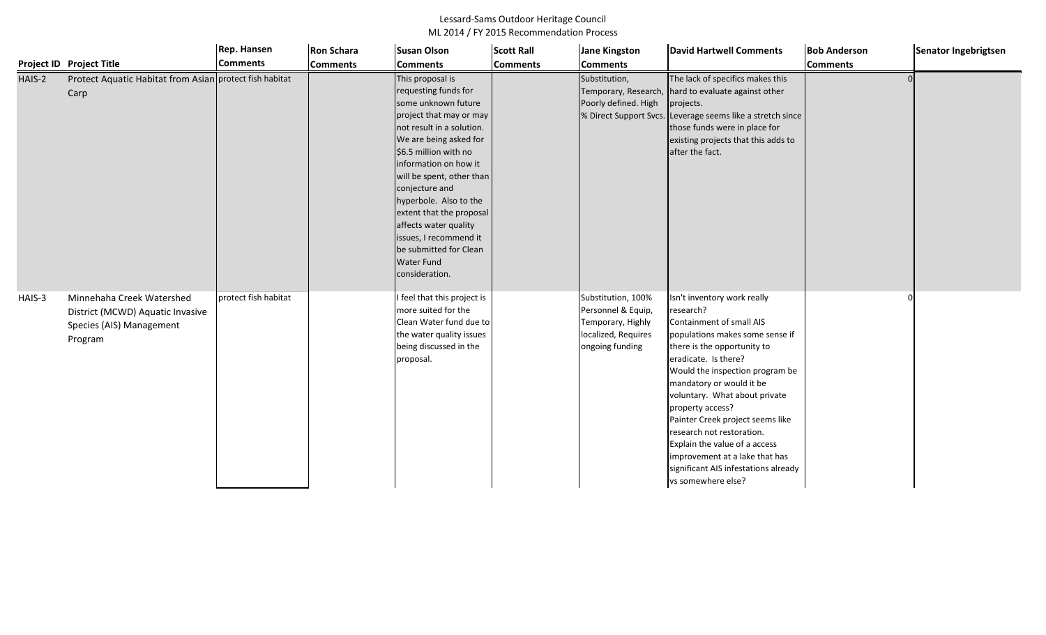Lessard-Sams Outdoor Heritage Council
ML 2014 / FY 2015 Recommendation Process

| Project ID | Project Title | Rep. Hansen Comments | Ron Schara Comments | Susan Olson Comments | Scott Rall Comments | Jane Kingston Comments | David Hartwell Comments | Bob Anderson Comments | Senator Ingebrigtsen |
|---|---|---|---|---|---|---|---|---|---|
| HAIS-2 | Protect Aquatic Habitat from Asian Carp | protect fish habitat | | This proposal is requesting funds for some unknown future project that may or may not result in a solution. We are being asked for $6.5 million with no information on how it will be spent, other than conjecture and hyperbole. Also to the extent that the proposal affects water quality issues, I recommend it be submitted for Clean Water Fund consideration. | | Substitution, Temporary, Research, Poorly defined. High % Direct Support Svcs. | The lack of specifics makes this hard to evaluate against other projects. Leverage seems like a stretch since those funds were in place for existing projects that this adds to after the fact. | 0 | |
| HAIS-3 | Minnehaha Creek Watershed District (MCWD) Aquatic Invasive Species (AIS) Management Program | protect fish habitat | | I feel that this project is more suited for the Clean Water fund due to the water quality issues being discussed in the proposal. | | Substitution, 100% Personnel & Equip, Temporary, Highly localized, Requires ongoing funding | Isn't inventory work really research? Containment of small AIS populations makes some sense if there is the opportunity to eradicate. Is there? Would the inspection program be mandatory or would it be voluntary. What about private property access? Painter Creek project seems like research not restoration. Explain the value of a access improvement at a lake that has significant AIS infestations already vs somewhere else? | 0 | |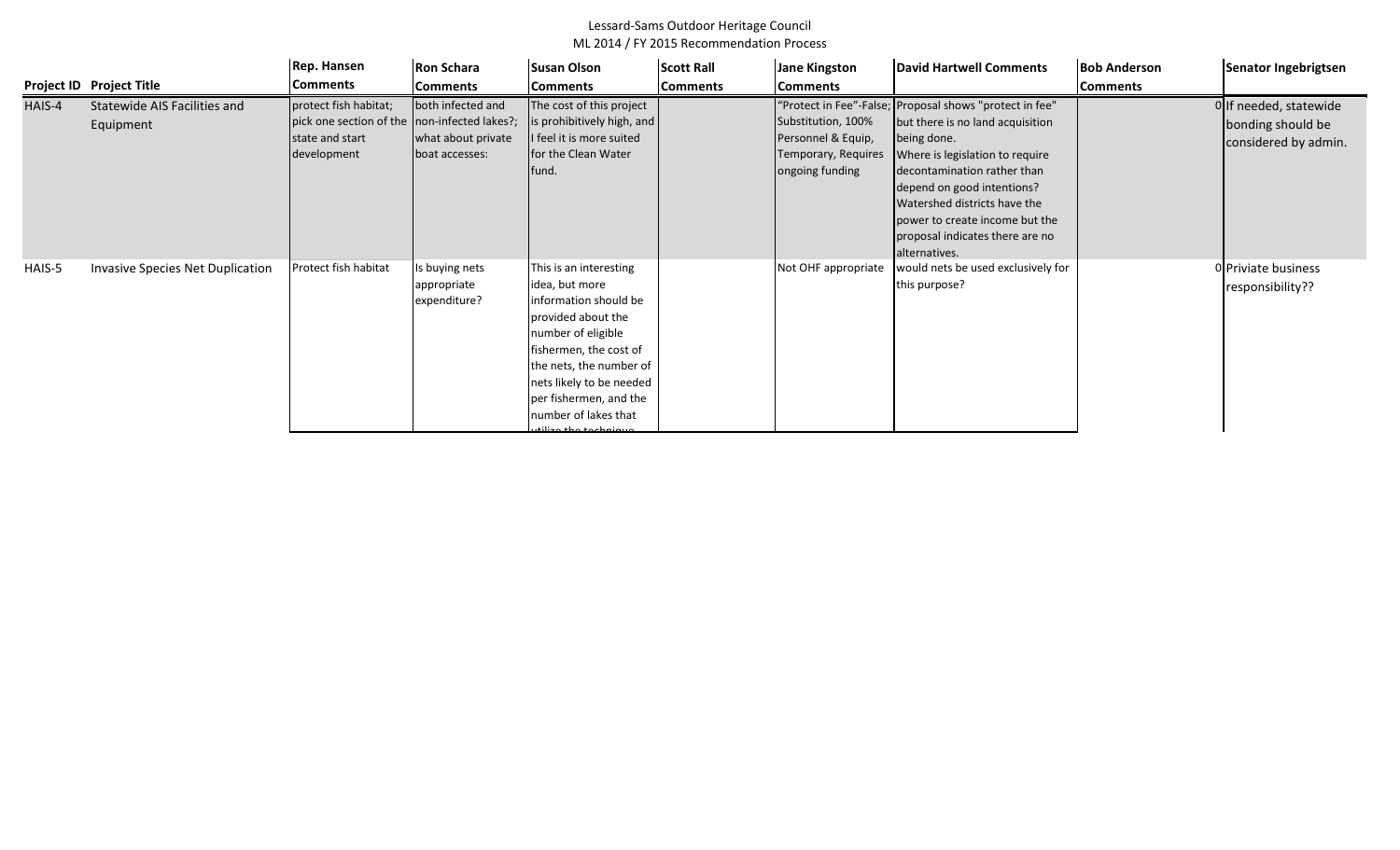Lessard-Sams Outdoor Heritage Council

ML 2014 / FY 2015 Recommendation Process

| Project ID | Project Title | Rep. Hansen Comments | Ron Schara Comments | Susan Olson Comments | Scott Rall Comments | Jane Kingston Comments | David Hartwell Comments | Bob Anderson Comments | | Senator Ingebrigtsen |
|---|---|---|---|---|---|---|---|---|---|---|
| HAIS-4 | Statewide AIS Facilities and Equipment | protect fish habitat; pick one section of the state and start development | both infected and non-infected lakes?; what about private boat accesses: | The cost of this project is prohibitively high, and I feel it is more suited for the Clean Water fund. | | "Protect in Fee"-False; Substitution, 100% Personnel & Equip, Temporary, Requires ongoing funding | Proposal shows "protect in fee" but there is no land acquisition being done. Where is legislation to require decontamination rather than depend on good intentions? Watershed districts have the power to create income but the proposal indicates there are no alternatives. | | 0 | If needed, statewide bonding should be considered by admin. |
| HAIS-5 | Invasive Species Net Duplication | Protect fish habitat | Is buying nets appropriate expenditure? | This is an interesting idea, but more information should be provided about the number of eligible fishermen, the cost of the nets, the number of nets likely to be needed per fishermen, and the number of lakes that utilize the technique | | Not OHF appropriate | would nets be used exclusively for this purpose? | | 0 | Priviate business responsibility?? |